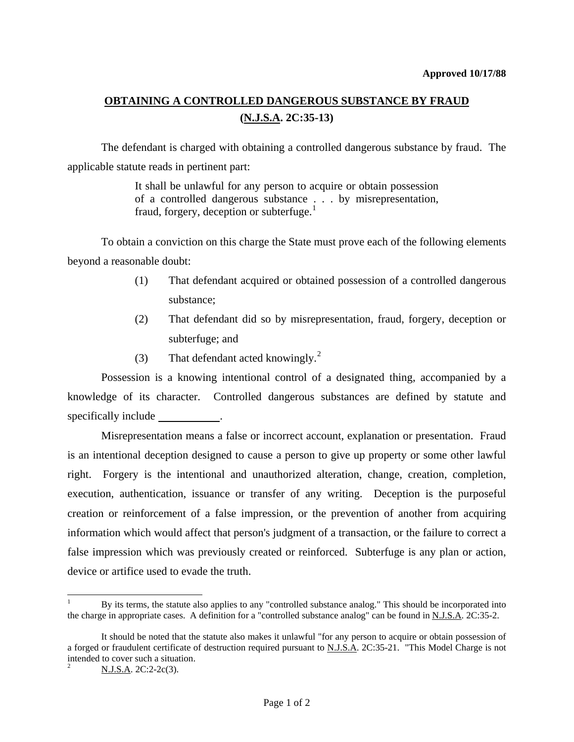**Approved 10/17/88**

## OBTAINING A CONTROLLED DANGEROUS SUBSTANCE BY FRAUD (N.J.S.A. 2C:35-13)

The defendant is charged with obtaining a controlled dangerous substance by fraud. The applicable statute reads in pertinent part:

> It shall be unlawful for any person to acquire or obtain possession of a controlled dangerous substance . . . by misrepresentation, fraud, forgery, deception or subterfuge.[1]

To obtain a conviction on this charge the State must prove each of the following elements beyond a reasonable doubt:

(1) That defendant acquired or obtained possession of a controlled dangerous substance;

(2) That defendant did so by misrepresentation, fraud, forgery, deception or subterfuge; and

(3) That defendant acted knowingly.[2]

Possession is a knowing intentional control of a designated thing, accompanied by a knowledge of its character. Controlled dangerous substances are defined by statute and specifically include \_\_\_\_\_\_\_\_\_\_\_.

Misrepresentation means a false or incorrect account, explanation or presentation. Fraud is an intentional deception designed to cause a person to give up property or some other lawful right. Forgery is the intentional and unauthorized alteration, change, creation, completion, execution, authentication, issuance or transfer of any writing. Deception is the purposeful creation or reinforcement of a false impression, or the prevention of another from acquiring information which would affect that person's judgment of a transaction, or the failure to correct a false impression which was previously created or reinforced. Subterfuge is any plan or action, device or artifice used to evade the truth.

---

[1] By its terms, the statute also applies to any "controlled substance analog." This should be incorporated into the charge in appropriate cases. A definition for a "controlled substance analog" can be found in N.J.S.A. 2C:35-2.

It should be noted that the statute also makes it unlawful "for any person to acquire or obtain possession of a forged or fraudulent certificate of destruction required pursuant to N.J.S.A. 2C:35-21. "This Model Charge is not intended to cover such a situation.

[2] N.J.S.A. 2C:2-2c(3).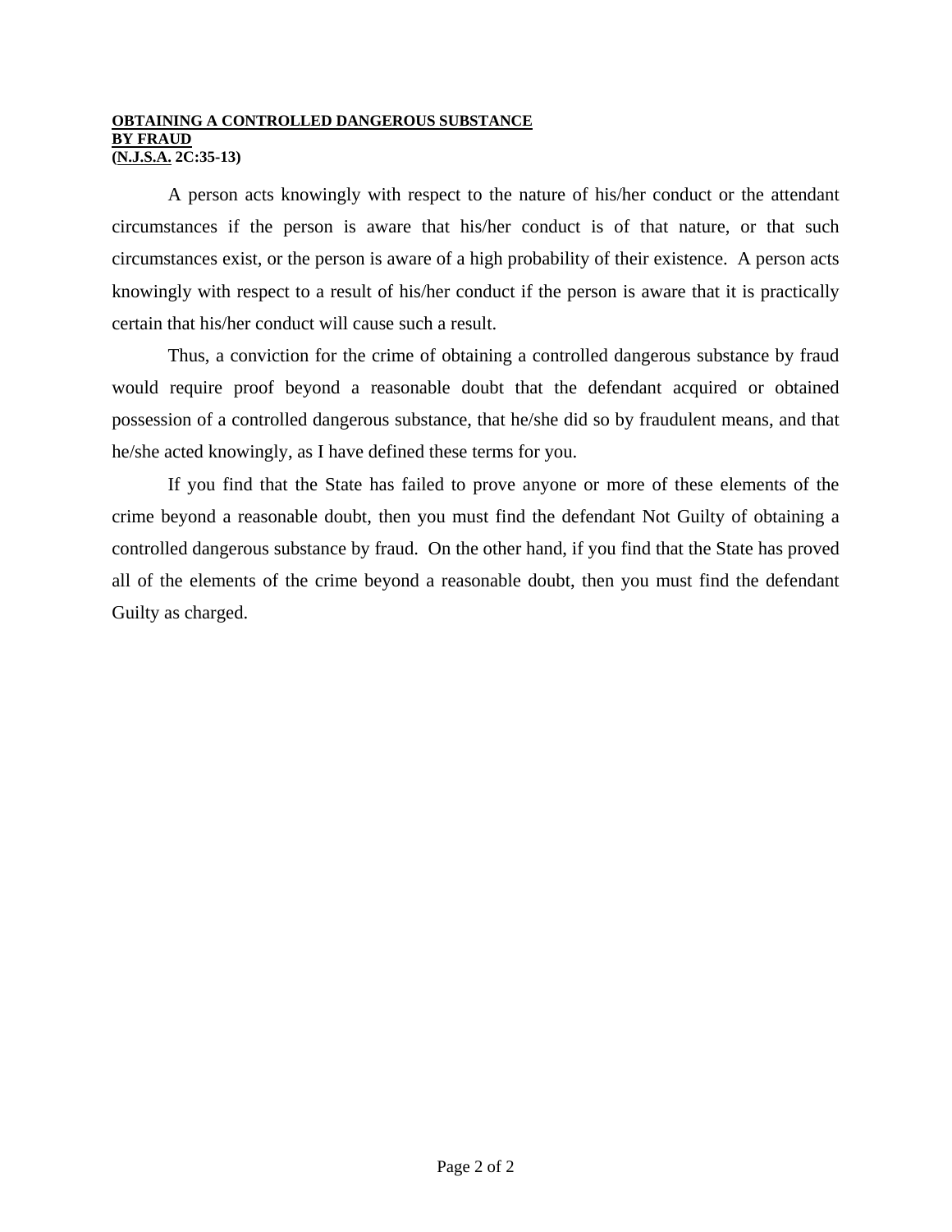**OBTAINING A CONTROLLED DANGEROUS SUBSTANCE BY FRAUD**
**(N.J.S.A. 2C:35-13)**

A person acts knowingly with respect to the nature of his/her conduct or the attendant circumstances if the person is aware that his/her conduct is of that nature, or that such circumstances exist, or the person is aware of a high probability of their existence. A person acts knowingly with respect to a result of his/her conduct if the person is aware that it is practically certain that his/her conduct will cause such a result.

Thus, a conviction for the crime of obtaining a controlled dangerous substance by fraud would require proof beyond a reasonable doubt that the defendant acquired or obtained possession of a controlled dangerous substance, that he/she did so by fraudulent means, and that he/she acted knowingly, as I have defined these terms for you.

If you find that the State has failed to prove anyone or more of these elements of the crime beyond a reasonable doubt, then you must find the defendant Not Guilty of obtaining a controlled dangerous substance by fraud. On the other hand, if you find that the State has proved all of the elements of the crime beyond a reasonable doubt, then you must find the defendant Guilty as charged.